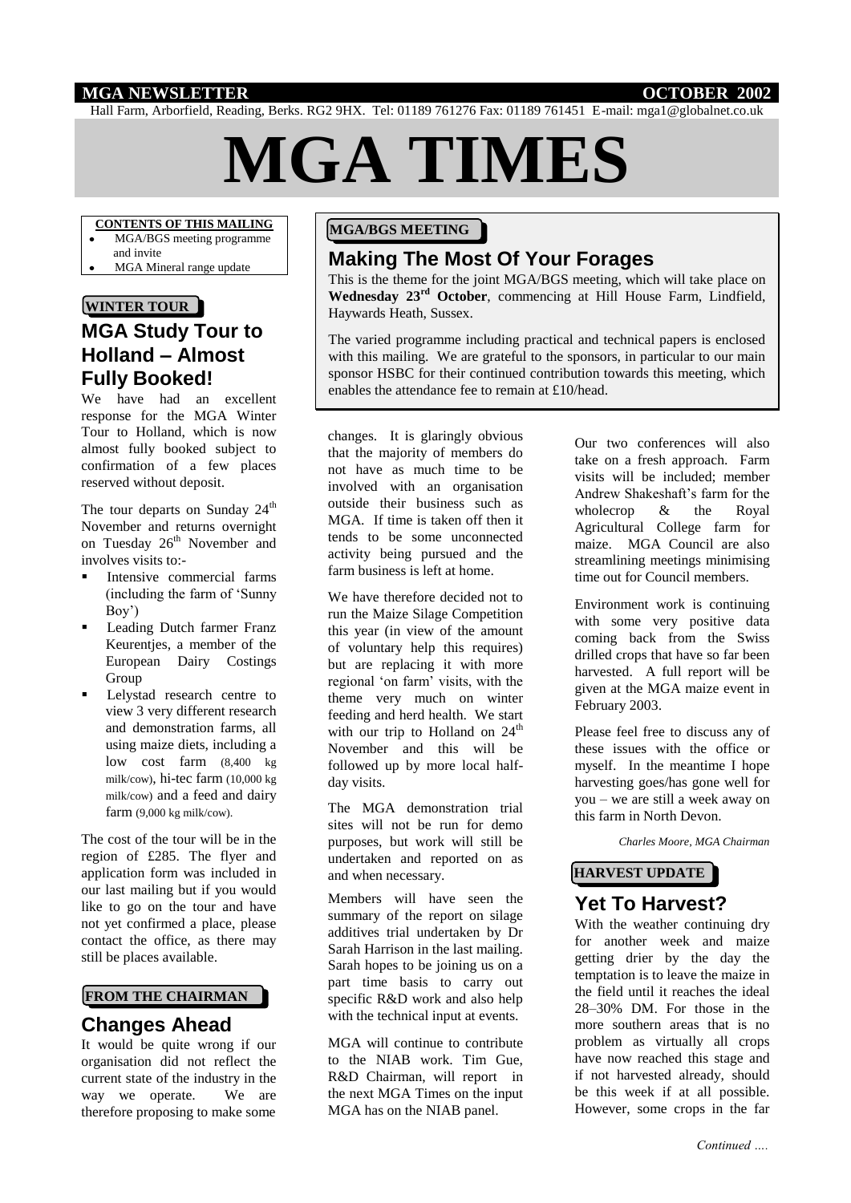**MGA NEWSLETTER** **OCTOBER 2002**

Hall Farm, Arborfield, Reading, Berks. RG2 9HX. Tel: 01189 761276 Fax: 01189 761451 E-mail: mga1@globalnet.co.uk

# MGA TIMES

**CONTENTS OF THIS MAILING**

- MGA/BGS meeting programme and invite
- MGA Mineral range update

**WINTER TOUR**

## MGA Study Tour to Holland – Almost Fully Booked!

We have had an excellent response for the MGA Winter Tour to Holland, which is now almost fully booked subject to confirmation of a few places reserved without deposit.

The tour departs on Sunday 24th November and returns overnight on Tuesday 26th November and involves visits to:-

- Intensive commercial farms (including the farm of 'Sunny Boy')
- Leading Dutch farmer Franz Keurentjes, a member of the European Dairy Costings Group
- Lelystad research centre to view 3 very different research and demonstration farms, all using maize diets, including a low cost farm (8,400 kg milk/cow), hi-tec farm (10,000 kg milk/cow) and a feed and dairy farm (9,000 kg milk/cow).

The cost of the tour will be in the region of £285. The flyer and application form was included in our last mailing but if you would like to go on the tour and have not yet confirmed a place, please contact the office, as there may still be places available.

**FROM THE CHAIRMAN**

## Changes Ahead

It would be quite wrong if our organisation did not reflect the current state of the industry in the way we operate. We are therefore proposing to make some changes. It is glaringly obvious that the majority of members do not have as much time to be involved with an organisation outside their business such as MGA. If time is taken off then it tends to be some unconnected activity being pursued and the farm business is left at home.

We have therefore decided not to run the Maize Silage Competition this year (in view of the amount of voluntary help this requires) but are replacing it with more regional 'on farm' visits, with the theme very much on winter feeding and herd health. We start with our trip to Holland on 24th November and this will be followed up by more local half-day visits.

The MGA demonstration trial sites will not be run for demo purposes, but work will still be undertaken and reported on as and when necessary.

Members will have seen the summary of the report on silage additives trial undertaken by Dr Sarah Harrison in the last mailing. Sarah hopes to be joining us on a part time basis to carry out specific R&D work and also help with the technical input at events.

MGA will continue to contribute to the NIAB work. Tim Gue, R&D Chairman, will report in the next MGA Times on the input MGA has on the NIAB panel.

Our two conferences will also take on a fresh approach. Farm visits will be included; member Andrew Shakeshaft's farm for the wholecrop & the Royal Agricultural College farm for maize. MGA Council are also streamlining meetings minimising time out for Council members.

Environment work is continuing with some very positive data coming back from the Swiss drilled crops that have so far been harvested. A full report will be given at the MGA maize event in February 2003.

Please feel free to discuss any of these issues with the office or myself. In the meantime I hope harvesting goes/has gone well for you – we are still a week away on this farm in North Devon.

*Charles Moore, MGA Chairman*

**MGA/BGS MEETING**

## Making The Most Of Your Forages

This is the theme for the joint MGA/BGS meeting, which will take place on **Wednesday 23rd October**, commencing at Hill House Farm, Lindfield, Haywards Heath, Sussex.

The varied programme including practical and technical papers is enclosed with this mailing. We are grateful to the sponsors, in particular to our main sponsor HSBC for their continued contribution towards this meeting, which enables the attendance fee to remain at £10/head.

**HARVEST UPDATE**

## Yet To Harvest?

With the weather continuing dry for another week and maize getting drier by the day the temptation is to leave the maize in the field until it reaches the ideal 28–30% DM. For those in the more southern areas that is no problem as virtually all crops have now reached this stage and if not harvested already, should be this week if at all possible. However, some crops in the far

*Continued ….*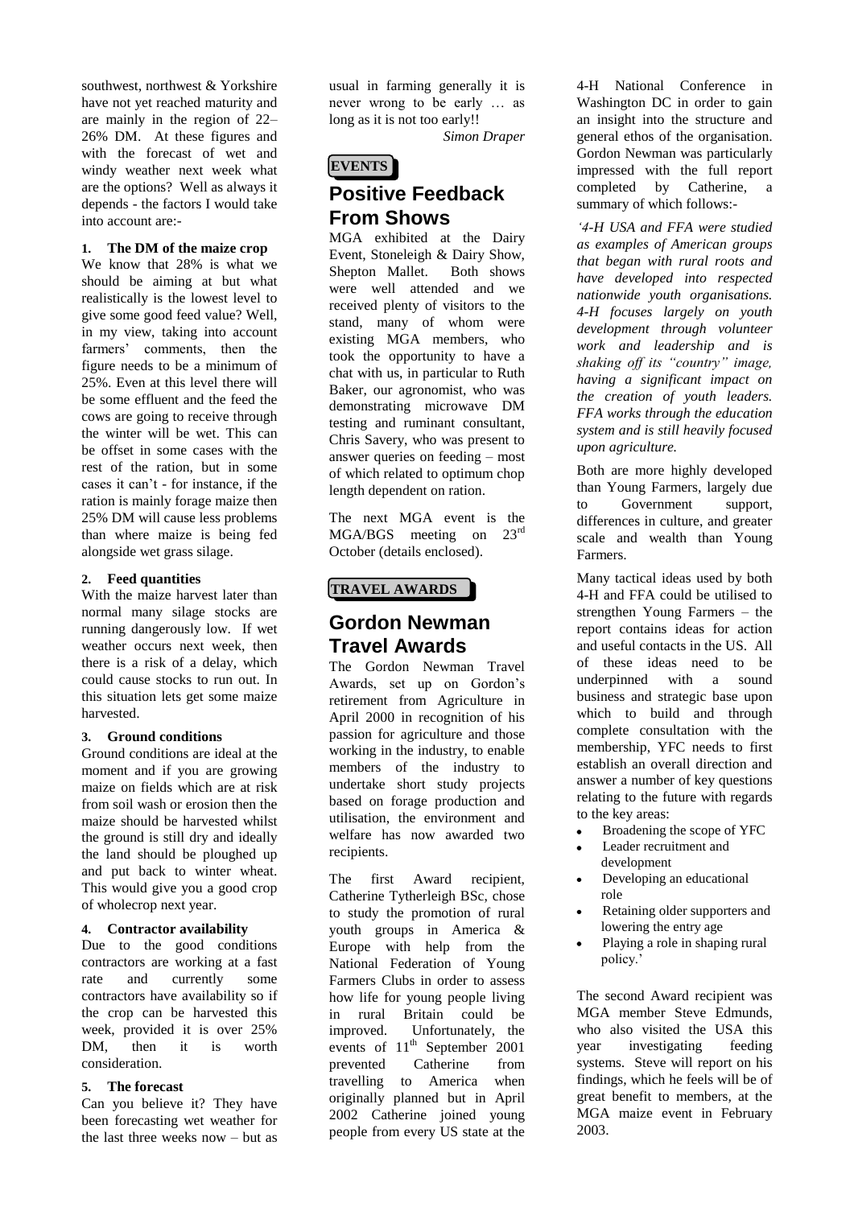southwest, northwest & Yorkshire have not yet reached maturity and are mainly in the region of 22–26% DM. At these figures and with the forecast of wet and windy weather next week what are the options? Well as always it depends - the factors I would take into account are:-

**1. The DM of the maize crop**

We know that 28% is what we should be aiming at but what realistically is the lowest level to give some good feed value? Well, in my view, taking into account farmers' comments, then the figure needs to be a minimum of 25%. Even at this level there will be some effluent and the feed the cows are going to receive through the winter will be wet. This can be offset in some cases with the rest of the ration, but in some cases it can't - for instance, if the ration is mainly forage maize then 25% DM will cause less problems than where maize is being fed alongside wet grass silage.

**2. Feed quantities**

With the maize harvest later than normal many silage stocks are running dangerously low. If wet weather occurs next week, then there is a risk of a delay, which could cause stocks to run out. In this situation lets get some maize harvested.

**3. Ground conditions**

Ground conditions are ideal at the moment and if you are growing maize on fields which are at risk from soil wash or erosion then the maize should be harvested whilst the ground is still dry and ideally the land should be ploughed up and put back to winter wheat. This would give you a good crop of wholecrop next year.

**4. Contractor availability**

Due to the good conditions contractors are working at a fast rate and currently some contractors have availability so if the crop can be harvested this week, provided it is over 25% DM, then it is worth consideration.

**5. The forecast**

Can you believe it? They have been forecasting wet weather for the last three weeks now – but as usual in farming generally it is never wrong to be early … as long as it is not too early!!

*Simon Draper*

**EVENTS**

## Positive Feedback From Shows

MGA exhibited at the Dairy Event, Stoneleigh & Dairy Show, Shepton Mallet. Both shows were well attended and we received plenty of visitors to the stand, many of whom were existing MGA members, who took the opportunity to have a chat with us, in particular to Ruth Baker, our agronomist, who was demonstrating microwave DM testing and ruminant consultant, Chris Savery, who was present to answer queries on feeding – most of which related to optimum chop length dependent on ration.

The next MGA event is the MGA/BGS meeting on 23rd October (details enclosed).

**TRAVEL AWARDS**

## Gordon Newman Travel Awards

The Gordon Newman Travel Awards, set up on Gordon's retirement from Agriculture in April 2000 in recognition of his passion for agriculture and those working in the industry, to enable members of the industry to undertake short study projects based on forage production and utilisation, the environment and welfare has now awarded two recipients.

The first Award recipient, Catherine Tytherleigh BSc, chose to study the promotion of rural youth groups in America & Europe with help from the National Federation of Young Farmers Clubs in order to assess how life for young people living in rural Britain could be improved. Unfortunately, the events of 11th September 2001 prevented Catherine from travelling to America when originally planned but in April 2002 Catherine joined young people from every US state at the 4-H National Conference in Washington DC in order to gain an insight into the structure and general ethos of the organisation. Gordon Newman was particularly impressed with the full report completed by Catherine, a summary of which follows:-

*'4-H USA and FFA were studied as examples of American groups that began with rural roots and have developed into respected nationwide youth organisations. 4-H focuses largely on youth development through volunteer work and leadership and is shaking off its "country" image, having a significant impact on the creation of youth leaders. FFA works through the education system and is still heavily focused upon agriculture.*

Both are more highly developed than Young Farmers, largely due to Government support, differences in culture, and greater scale and wealth than Young Farmers.

Many tactical ideas used by both 4-H and FFA could be utilised to strengthen Young Farmers – the report contains ideas for action and useful contacts in the US. All of these ideas need to be underpinned with a sound business and strategic base upon which to build and through complete consultation with the membership, YFC needs to first establish an overall direction and answer a number of key questions relating to the future with regards to the key areas:

- Broadening the scope of YFC
- Leader recruitment and development
- Developing an educational role
- Retaining older supporters and lowering the entry age
- Playing a role in shaping rural policy.'

The second Award recipient was MGA member Steve Edmunds, who also visited the USA this year investigating feeding systems. Steve will report on his findings, which he feels will be of great benefit to members, at the MGA maize event in February 2003.